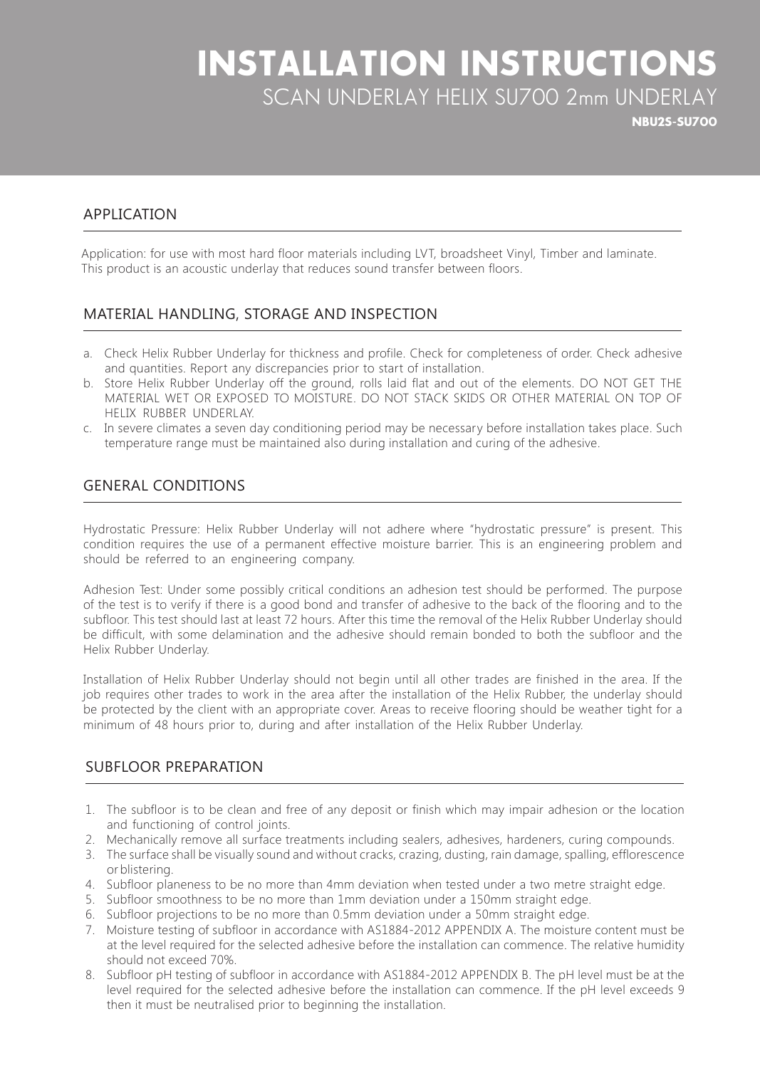# INSTALLATION INSTRUCTIONS

## SCAN UNDERLAY HELIX SU700 2mm UNDERLAY

**NBU2S-SU700**

## APPLICATION

Application: for use with most hard floor materials including LVT, broadsheet Vinyl, Timber and laminate. This product is an acoustic underlay that reduces sound transfer between floors.

## MATERIAL HANDLING, STORAGE AND INSPECTION

a. Check Helix Rubber Underlay for thickness and profile. Check for completeness of order. Check adhesive and quantities. Report any discrepancies prior to start of installation.
b. Store Helix Rubber Underlay off the ground, rolls laid flat and out of the elements. DO NOT GET THE MATERIAL WET OR EXPOSED TO MOISTURE. DO NOT STACK SKIDS OR OTHER MATERIAL ON TOP OF HELIX RUBBER UNDERLAY.
c. In severe climates a seven day conditioning period may be necessary before installation takes place. Such temperature range must be maintained also during installation and curing of the adhesive.

## GENERAL CONDITIONS

Hydrostatic Pressure: Helix Rubber Underlay will not adhere where "hydrostatic pressure" is present. This condition requires the use of a permanent effective moisture barrier. This is an engineering problem and should be referred to an engineering company.

Adhesion Test: Under some possibly critical conditions an adhesion test should be performed. The purpose of the test is to verify if there is a good bond and transfer of adhesive to the back of the flooring and to the subfloor. This test should last at least 72 hours. After this time the removal of the Helix Rubber Underlay should be difficult, with some delamination and the adhesive should remain bonded to both the subfloor and the Helix Rubber Underlay.

Installation of Helix Rubber Underlay should not begin until all other trades are finished in the area. If the job requires other trades to work in the area after the installation of the Helix Rubber, the underlay should be protected by the client with an appropriate cover. Areas to receive flooring should be weather tight for a minimum of 48 hours prior to, during and after installation of the Helix Rubber Underlay.

## SUBFLOOR PREPARATION

1. The subfloor is to be clean and free of any deposit or finish which may impair adhesion or the location and functioning of control joints.
2. Mechanically remove all surface treatments including sealers, adhesives, hardeners, curing compounds.
3. The surface shall be visually sound and without cracks, crazing, dusting, rain damage, spalling, efflorescence or blistering.
4. Subfloor planeness to be no more than 4mm deviation when tested under a two metre straight edge.
5. Subfloor smoothness to be no more than 1mm deviation under a 150mm straight edge.
6. Subfloor projections to be no more than 0.5mm deviation under a 50mm straight edge.
7. Moisture testing of subfloor in accordance with AS1884-2012 APPENDIX A. The moisture content must be at the level required for the selected adhesive before the installation can commence. The relative humidity should not exceed 70%.
8. Subfloor pH testing of subfloor in accordance with AS1884-2012 APPENDIX B. The pH level must be at the level required for the selected adhesive before the installation can commence. If the pH level exceeds 9 then it must be neutralised prior to beginning the installation.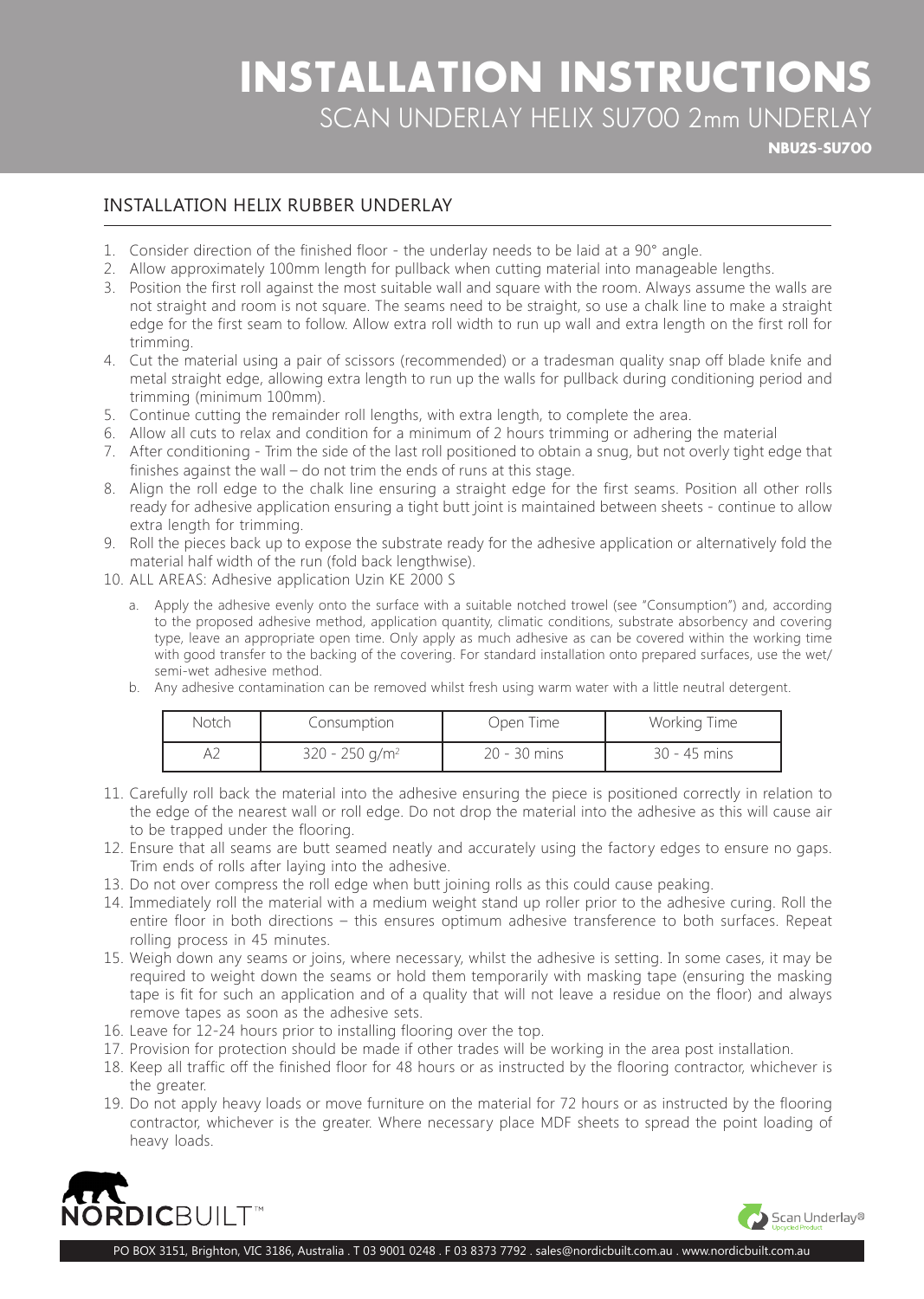# INSTALLATION INSTRUCTIONS

## SCAN UNDERLAY HELIX SU700 2mm UNDERLAY

**NBU2S-SU700**

### INSTALLATION HELIX RUBBER UNDERLAY

1. Consider direction of the finished floor - the underlay needs to be laid at a 90° angle.
2. Allow approximately 100mm length for pullback when cutting material into manageable lengths.
3. Position the first roll against the most suitable wall and square with the room. Always assume the walls are not straight and room is not square. The seams need to be straight, so use a chalk line to make a straight edge for the first seam to follow. Allow extra roll width to run up wall and extra length on the first roll for trimming.
4. Cut the material using a pair of scissors (recommended) or a tradesman quality snap off blade knife and metal straight edge, allowing extra length to run up the walls for pullback during conditioning period and trimming (minimum 100mm).
5. Continue cutting the remainder roll lengths, with extra length, to complete the area.
6. Allow all cuts to relax and condition for a minimum of 2 hours trimming or adhering the material
7. After conditioning - Trim the side of the last roll positioned to obtain a snug, but not overly tight edge that finishes against the wall – do not trim the ends of runs at this stage.
8. Align the roll edge to the chalk line ensuring a straight edge for the first seams. Position all other rolls ready for adhesive application ensuring a tight butt joint is maintained between sheets - continue to allow extra length for trimming.
9. Roll the pieces back up to expose the substrate ready for the adhesive application or alternatively fold the material half width of the run (fold back lengthwise).
10. ALL AREAS: Adhesive application Uzin KE 2000 S
    a. Apply the adhesive evenly onto the surface with a suitable notched trowel (see "Consumption") and, according to the proposed adhesive method, application quantity, climatic conditions, substrate absorbency and covering type, leave an appropriate open time. Only apply as much adhesive as can be covered within the working time with good transfer to the backing of the covering. For standard installation onto prepared surfaces, use the wet/semi-wet adhesive method.
    b. Any adhesive contamination can be removed whilst fresh using warm water with a little neutral detergent.

| Notch | Consumption | Open Time | Working Time |
|---|---|---|---|
| A2 | 320 - 250 g/m$^2$ | 20 - 30 mins | 30 - 45 mins |

11. Carefully roll back the material into the adhesive ensuring the piece is positioned correctly in relation to the edge of the nearest wall or roll edge. Do not drop the material into the adhesive as this will cause air to be trapped under the flooring.
12. Ensure that all seams are butt seamed neatly and accurately using the factory edges to ensure no gaps. Trim ends of rolls after laying into the adhesive.
13. Do not over compress the roll edge when butt joining rolls as this could cause peaking.
14. Immediately roll the material with a medium weight stand up roller prior to the adhesive curing. Roll the entire floor in both directions – this ensures optimum adhesive transference to both surfaces. Repeat rolling process in 45 minutes.
15. Weigh down any seams or joins, where necessary, whilst the adhesive is setting. In some cases, it may be required to weight down the seams or hold them temporarily with masking tape (ensuring the masking tape is fit for such an application and of a quality that will not leave a residue on the floor) and always remove tapes as soon as the adhesive sets.
16. Leave for 12-24 hours prior to installing flooring over the top.
17. Provision for protection should be made if other trades will be working in the area post installation.
18. Keep all traffic off the finished floor for 48 hours or as instructed by the flooring contractor, whichever is the greater.
19. Do not apply heavy loads or move furniture on the material for 72 hours or as instructed by the flooring contractor, whichever is the greater. Where necessary place MDF sheets to spread the point loading of heavy loads.

NORDICBUILT™

Scan Underlay® Upcycled Product

PO BOX 3151, Brighton, VIC 3186, Australia . T 03 9001 0248 . F 03 8373 7792 . sales@nordicbuilt.com.au . www.nordicbuilt.com.au